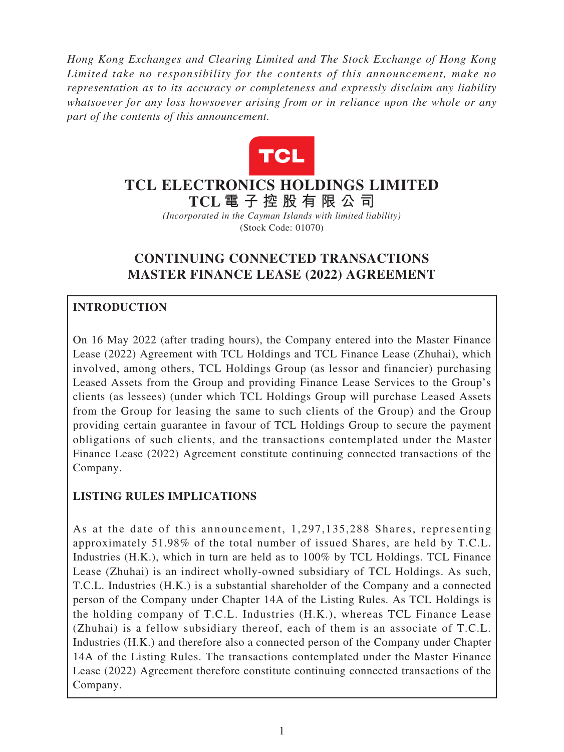*Hong Kong Exchanges and Clearing Limited and The Stock Exchange of Hong Kong Limited take no responsibility for the contents of this announcement, make no representation as to its accuracy or completeness and expressly disclaim any liability whatsoever for any loss howsoever arising from or in reliance upon the whole or any part of the contents of this announcement.*

# TCL ELECTRONICS HOLDINGS LIMITED
# TCL 電 子 控 股 有 限 公 司

*(Incorporated in the Cayman Islands with limited liability)*
(Stock Code: 01070)

## CONTINUING CONNECTED TRANSACTIONS MASTER FINANCE LEASE (2022) AGREEMENT

### INTRODUCTION

On 16 May 2022 (after trading hours), the Company entered into the Master Finance Lease (2022) Agreement with TCL Holdings and TCL Finance Lease (Zhuhai), which involved, among others, TCL Holdings Group (as lessor and financier) purchasing Leased Assets from the Group and providing Finance Lease Services to the Group's clients (as lessees) (under which TCL Holdings Group will purchase Leased Assets from the Group for leasing the same to such clients of the Group) and the Group providing certain guarantee in favour of TCL Holdings Group to secure the payment obligations of such clients, and the transactions contemplated under the Master Finance Lease (2022) Agreement constitute continuing connected transactions of the Company.

### LISTING RULES IMPLICATIONS

As at the date of this announcement, 1,297,135,288 Shares, representing approximately 51.98% of the total number of issued Shares, are held by T.C.L. Industries (H.K.), which in turn are held as to 100% by TCL Holdings. TCL Finance Lease (Zhuhai) is an indirect wholly-owned subsidiary of TCL Holdings. As such, T.C.L. Industries (H.K.) is a substantial shareholder of the Company and a connected person of the Company under Chapter 14A of the Listing Rules. As TCL Holdings is the holding company of T.C.L. Industries (H.K.), whereas TCL Finance Lease (Zhuhai) is a fellow subsidiary thereof, each of them is an associate of T.C.L. Industries (H.K.) and therefore also a connected person of the Company under Chapter 14A of the Listing Rules. The transactions contemplated under the Master Finance Lease (2022) Agreement therefore constitute continuing connected transactions of the Company.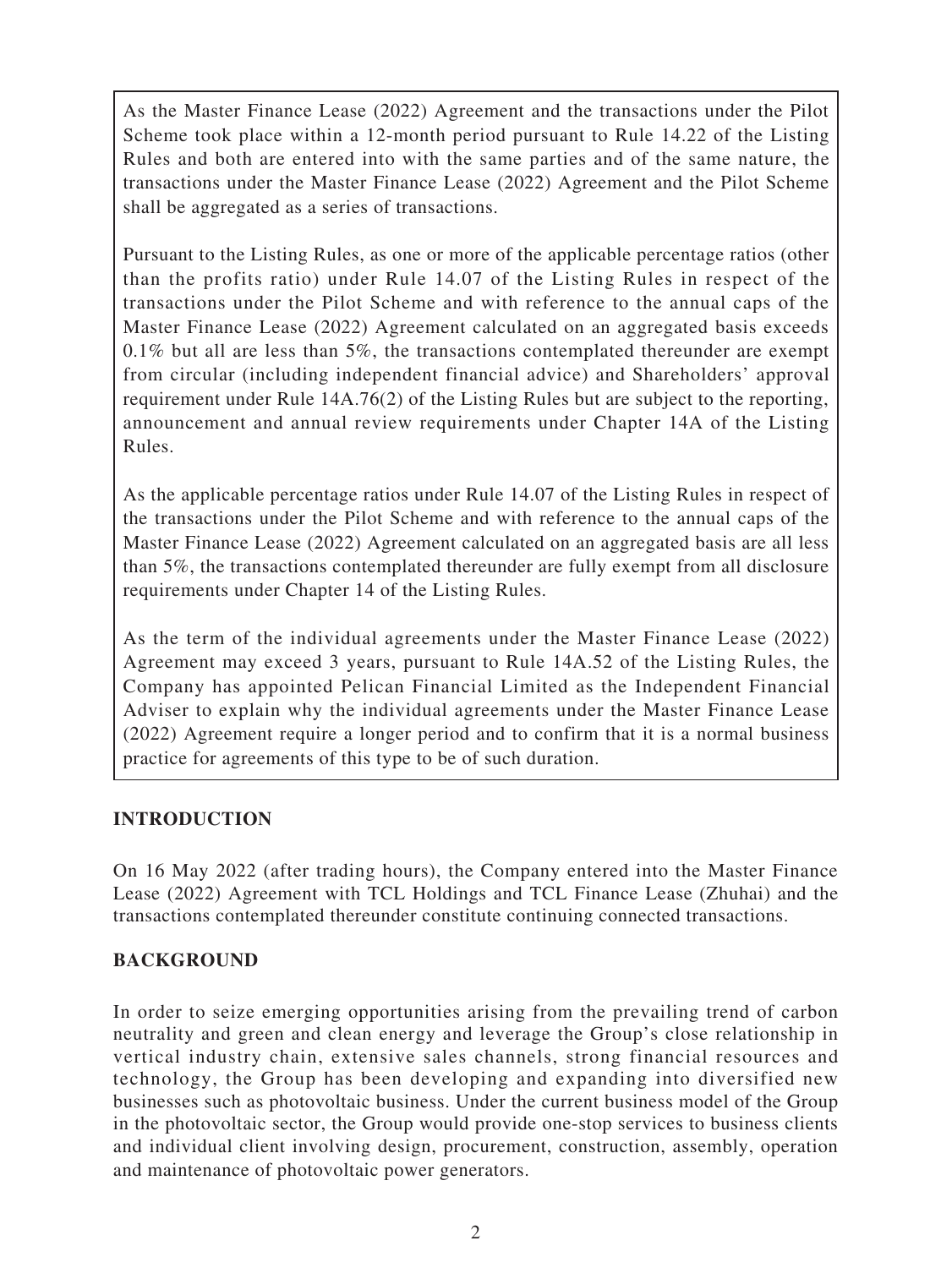As the Master Finance Lease (2022) Agreement and the transactions under the Pilot Scheme took place within a 12-month period pursuant to Rule 14.22 of the Listing Rules and both are entered into with the same parties and of the same nature, the transactions under the Master Finance Lease (2022) Agreement and the Pilot Scheme shall be aggregated as a series of transactions.

Pursuant to the Listing Rules, as one or more of the applicable percentage ratios (other than the profits ratio) under Rule 14.07 of the Listing Rules in respect of the transactions under the Pilot Scheme and with reference to the annual caps of the Master Finance Lease (2022) Agreement calculated on an aggregated basis exceeds 0.1% but all are less than 5%, the transactions contemplated thereunder are exempt from circular (including independent financial advice) and Shareholders' approval requirement under Rule 14A.76(2) of the Listing Rules but are subject to the reporting, announcement and annual review requirements under Chapter 14A of the Listing Rules.

As the applicable percentage ratios under Rule 14.07 of the Listing Rules in respect of the transactions under the Pilot Scheme and with reference to the annual caps of the Master Finance Lease (2022) Agreement calculated on an aggregated basis are all less than 5%, the transactions contemplated thereunder are fully exempt from all disclosure requirements under Chapter 14 of the Listing Rules.

As the term of the individual agreements under the Master Finance Lease (2022) Agreement may exceed 3 years, pursuant to Rule 14A.52 of the Listing Rules, the Company has appointed Pelican Financial Limited as the Independent Financial Adviser to explain why the individual agreements under the Master Finance Lease (2022) Agreement require a longer period and to confirm that it is a normal business practice for agreements of this type to be of such duration.

## INTRODUCTION

On 16 May 2022 (after trading hours), the Company entered into the Master Finance Lease (2022) Agreement with TCL Holdings and TCL Finance Lease (Zhuhai) and the transactions contemplated thereunder constitute continuing connected transactions.

## BACKGROUND

In order to seize emerging opportunities arising from the prevailing trend of carbon neutrality and green and clean energy and leverage the Group's close relationship in vertical industry chain, extensive sales channels, strong financial resources and technology, the Group has been developing and expanding into diversified new businesses such as photovoltaic business. Under the current business model of the Group in the photovoltaic sector, the Group would provide one-stop services to business clients and individual client involving design, procurement, construction, assembly, operation and maintenance of photovoltaic power generators.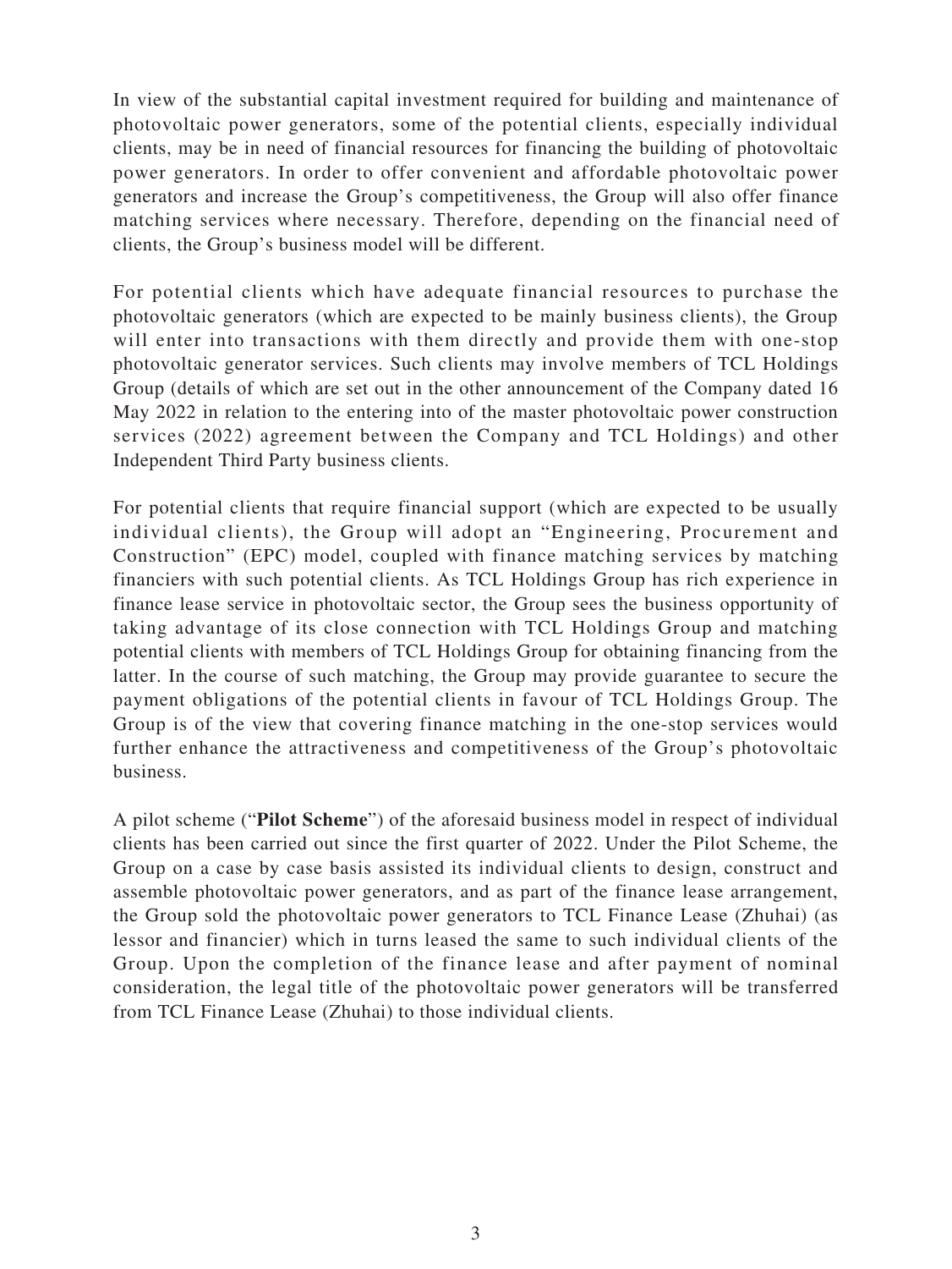In view of the substantial capital investment required for building and maintenance of photovoltaic power generators, some of the potential clients, especially individual clients, may be in need of financial resources for financing the building of photovoltaic power generators. In order to offer convenient and affordable photovoltaic power generators and increase the Group's competitiveness, the Group will also offer finance matching services where necessary. Therefore, depending on the financial need of clients, the Group's business model will be different.

For potential clients which have adequate financial resources to purchase the photovoltaic generators (which are expected to be mainly business clients), the Group will enter into transactions with them directly and provide them with one-stop photovoltaic generator services. Such clients may involve members of TCL Holdings Group (details of which are set out in the other announcement of the Company dated 16 May 2022 in relation to the entering into of the master photovoltaic power construction services (2022) agreement between the Company and TCL Holdings) and other Independent Third Party business clients.

For potential clients that require financial support (which are expected to be usually individual clients), the Group will adopt an "Engineering, Procurement and Construction" (EPC) model, coupled with finance matching services by matching financiers with such potential clients. As TCL Holdings Group has rich experience in finance lease service in photovoltaic sector, the Group sees the business opportunity of taking advantage of its close connection with TCL Holdings Group and matching potential clients with members of TCL Holdings Group for obtaining financing from the latter. In the course of such matching, the Group may provide guarantee to secure the payment obligations of the potential clients in favour of TCL Holdings Group. The Group is of the view that covering finance matching in the one-stop services would further enhance the attractiveness and competitiveness of the Group's photovoltaic business.

A pilot scheme ("**Pilot Scheme**") of the aforesaid business model in respect of individual clients has been carried out since the first quarter of 2022. Under the Pilot Scheme, the Group on a case by case basis assisted its individual clients to design, construct and assemble photovoltaic power generators, and as part of the finance lease arrangement, the Group sold the photovoltaic power generators to TCL Finance Lease (Zhuhai) (as lessor and financier) which in turns leased the same to such individual clients of the Group. Upon the completion of the finance lease and after payment of nominal consideration, the legal title of the photovoltaic power generators will be transferred from TCL Finance Lease (Zhuhai) to those individual clients.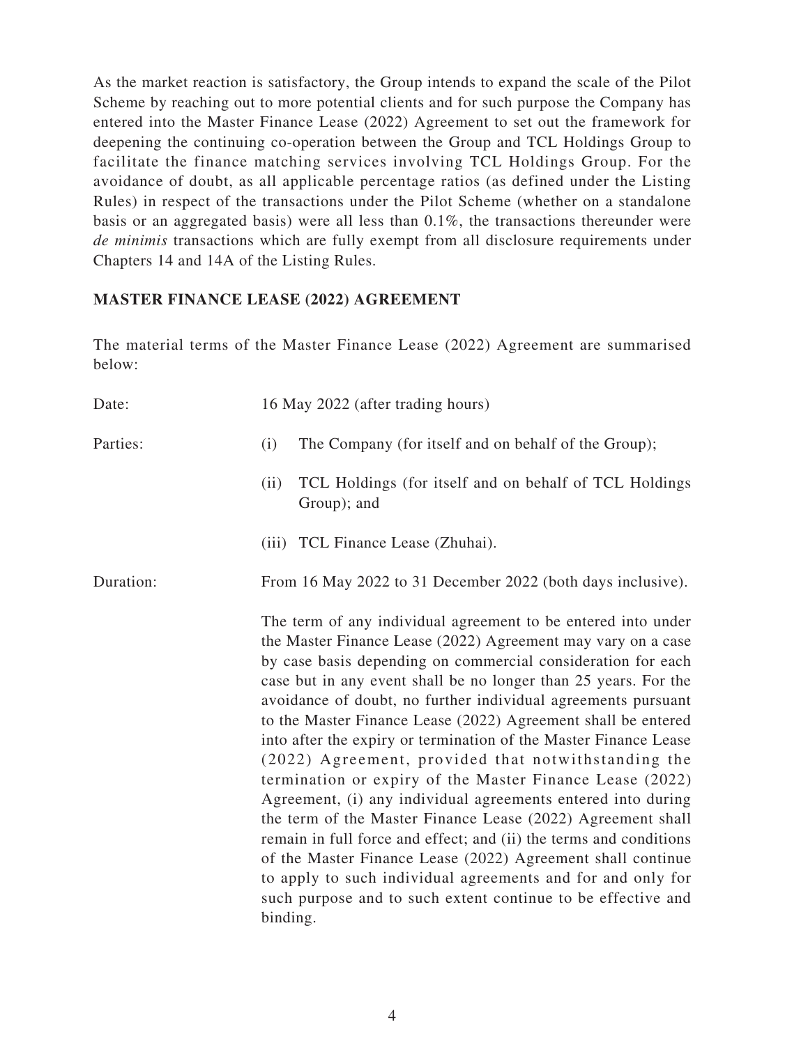As the market reaction is satisfactory, the Group intends to expand the scale of the Pilot Scheme by reaching out to more potential clients and for such purpose the Company has entered into the Master Finance Lease (2022) Agreement to set out the framework for deepening the continuing co-operation between the Group and TCL Holdings Group to facilitate the finance matching services involving TCL Holdings Group. For the avoidance of doubt, as all applicable percentage ratios (as defined under the Listing Rules) in respect of the transactions under the Pilot Scheme (whether on a standalone basis or an aggregated basis) were all less than 0.1%, the transactions thereunder were *de minimis* transactions which are fully exempt from all disclosure requirements under Chapters 14 and 14A of the Listing Rules.

## MASTER FINANCE LEASE (2022) AGREEMENT

The material terms of the Master Finance Lease (2022) Agreement are summarised below:

Date: 16 May 2022 (after trading hours)

Parties:

(i) The Company (for itself and on behalf of the Group);

(ii) TCL Holdings (for itself and on behalf of TCL Holdings Group); and

(iii) TCL Finance Lease (Zhuhai).

Duration: From 16 May 2022 to 31 December 2022 (both days inclusive).

The term of any individual agreement to be entered into under the Master Finance Lease (2022) Agreement may vary on a case by case basis depending on commercial consideration for each case but in any event shall be no longer than 25 years. For the avoidance of doubt, no further individual agreements pursuant to the Master Finance Lease (2022) Agreement shall be entered into after the expiry or termination of the Master Finance Lease (2022) Agreement, provided that notwithstanding the termination or expiry of the Master Finance Lease (2022) Agreement, (i) any individual agreements entered into during the term of the Master Finance Lease (2022) Agreement shall remain in full force and effect; and (ii) the terms and conditions of the Master Finance Lease (2022) Agreement shall continue to apply to such individual agreements and for and only for such purpose and to such extent continue to be effective and binding.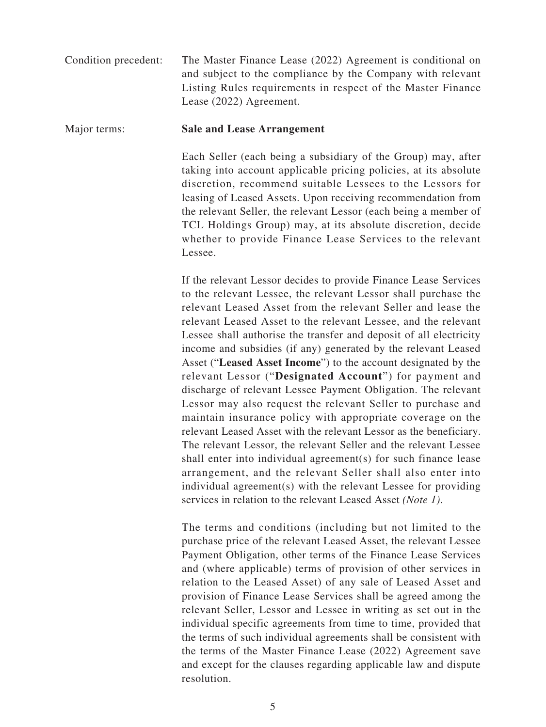Condition precedent: The Master Finance Lease (2022) Agreement is conditional on and subject to the compliance by the Company with relevant Listing Rules requirements in respect of the Master Finance Lease (2022) Agreement.

Major terms: **Sale and Lease Arrangement**

Each Seller (each being a subsidiary of the Group) may, after taking into account applicable pricing policies, at its absolute discretion, recommend suitable Lessees to the Lessors for leasing of Leased Assets. Upon receiving recommendation from the relevant Seller, the relevant Lessor (each being a member of TCL Holdings Group) may, at its absolute discretion, decide whether to provide Finance Lease Services to the relevant Lessee.

If the relevant Lessor decides to provide Finance Lease Services to the relevant Lessee, the relevant Lessor shall purchase the relevant Leased Asset from the relevant Seller and lease the relevant Leased Asset to the relevant Lessee, and the relevant Lessee shall authorise the transfer and deposit of all electricity income and subsidies (if any) generated by the relevant Leased Asset ("**Leased Asset Income**") to the account designated by the relevant Lessor ("**Designated Account**") for payment and discharge of relevant Lessee Payment Obligation. The relevant Lessor may also request the relevant Seller to purchase and maintain insurance policy with appropriate coverage on the relevant Leased Asset with the relevant Lessor as the beneficiary. The relevant Lessor, the relevant Seller and the relevant Lessee shall enter into individual agreement(s) for such finance lease arrangement, and the relevant Seller shall also enter into individual agreement(s) with the relevant Lessee for providing services in relation to the relevant Leased Asset *(Note 1)*.

The terms and conditions (including but not limited to the purchase price of the relevant Leased Asset, the relevant Lessee Payment Obligation, other terms of the Finance Lease Services and (where applicable) terms of provision of other services in relation to the Leased Asset) of any sale of Leased Asset and provision of Finance Lease Services shall be agreed among the relevant Seller, Lessor and Lessee in writing as set out in the individual specific agreements from time to time, provided that the terms of such individual agreements shall be consistent with the terms of the Master Finance Lease (2022) Agreement save and except for the clauses regarding applicable law and dispute resolution.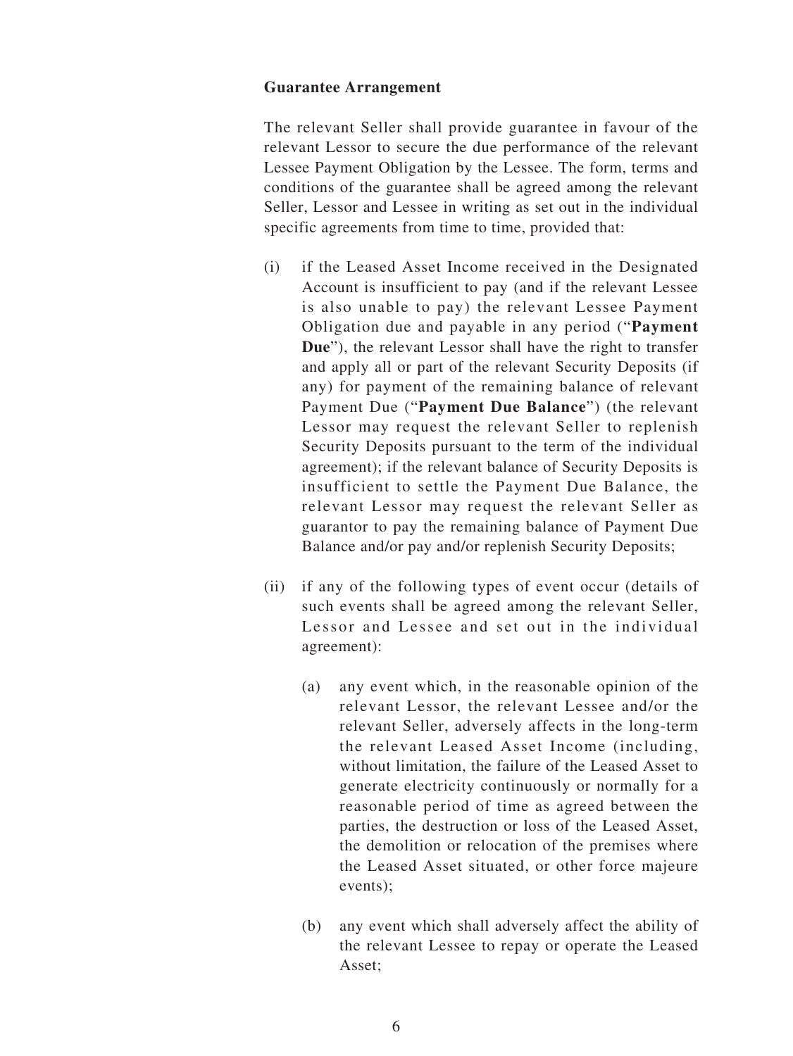**Guarantee Arrangement**

The relevant Seller shall provide guarantee in favour of the relevant Lessor to secure the due performance of the relevant Lessee Payment Obligation by the Lessee. The form, terms and conditions of the guarantee shall be agreed among the relevant Seller, Lessor and Lessee in writing as set out in the individual specific agreements from time to time, provided that:

(i) if the Leased Asset Income received in the Designated Account is insufficient to pay (and if the relevant Lessee is also unable to pay) the relevant Lessee Payment Obligation due and payable in any period ("**Payment Due**"), the relevant Lessor shall have the right to transfer and apply all or part of the relevant Security Deposits (if any) for payment of the remaining balance of relevant Payment Due ("**Payment Due Balance**") (the relevant Lessor may request the relevant Seller to replenish Security Deposits pursuant to the term of the individual agreement); if the relevant balance of Security Deposits is insufficient to settle the Payment Due Balance, the relevant Lessor may request the relevant Seller as guarantor to pay the remaining balance of Payment Due Balance and/or pay and/or replenish Security Deposits;

(ii) if any of the following types of event occur (details of such events shall be agreed among the relevant Seller, Lessor and Lessee and set out in the individual agreement):

   (a) any event which, in the reasonable opinion of the relevant Lessor, the relevant Lessee and/or the relevant Seller, adversely affects in the long-term the relevant Leased Asset Income (including, without limitation, the failure of the Leased Asset to generate electricity continuously or normally for a reasonable period of time as agreed between the parties, the destruction or loss of the Leased Asset, the demolition or relocation of the premises where the Leased Asset situated, or other force majeure events);

   (b) any event which shall adversely affect the ability of the relevant Lessee to repay or operate the Leased Asset;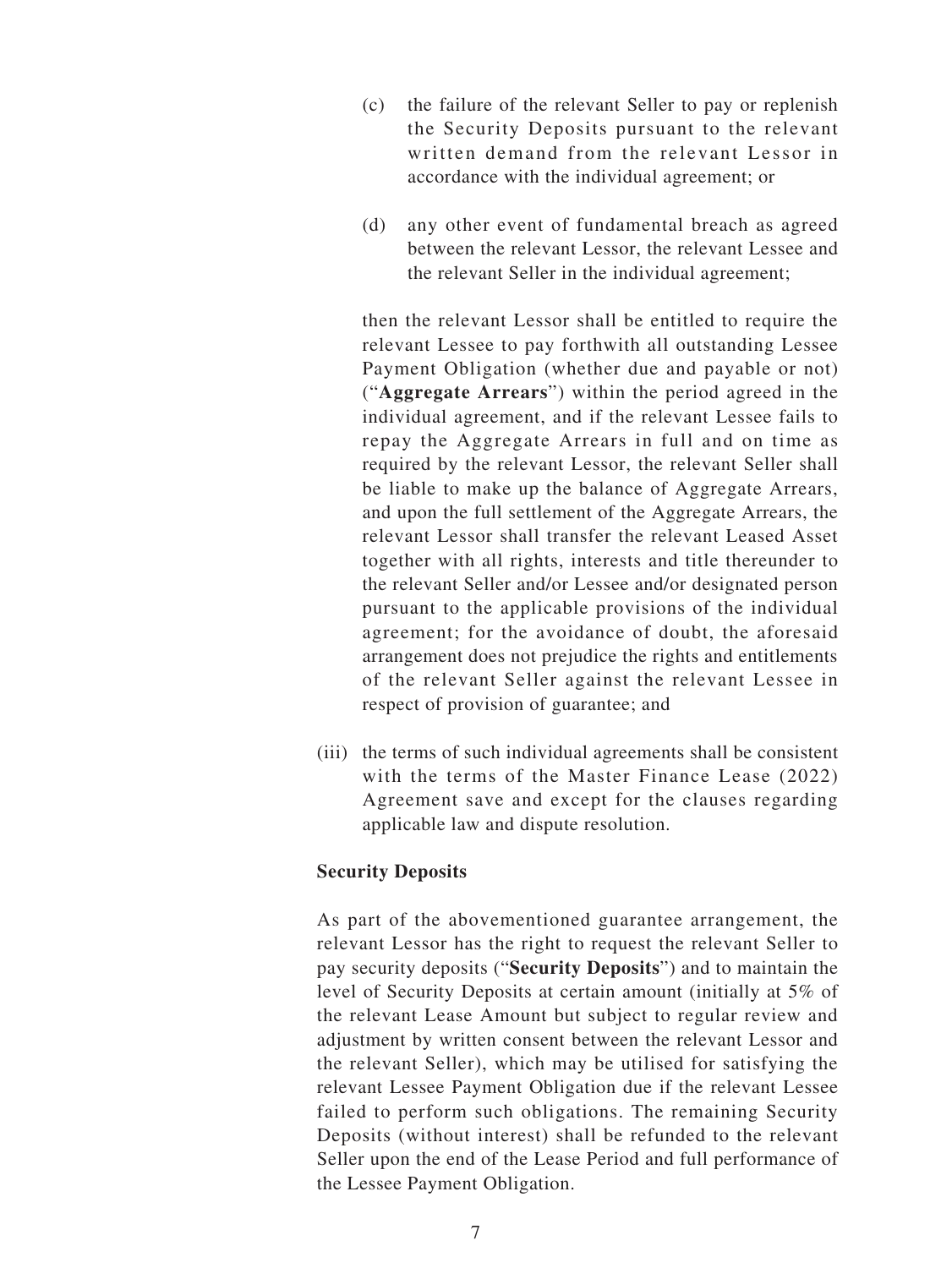(c) the failure of the relevant Seller to pay or replenish the Security Deposits pursuant to the relevant written demand from the relevant Lessor in accordance with the individual agreement; or

(d) any other event of fundamental breach as agreed between the relevant Lessor, the relevant Lessee and the relevant Seller in the individual agreement;

then the relevant Lessor shall be entitled to require the relevant Lessee to pay forthwith all outstanding Lessee Payment Obligation (whether due and payable or not) ("**Aggregate Arrears**") within the period agreed in the individual agreement, and if the relevant Lessee fails to repay the Aggregate Arrears in full and on time as required by the relevant Lessor, the relevant Seller shall be liable to make up the balance of Aggregate Arrears, and upon the full settlement of the Aggregate Arrears, the relevant Lessor shall transfer the relevant Leased Asset together with all rights, interests and title thereunder to the relevant Seller and/or Lessee and/or designated person pursuant to the applicable provisions of the individual agreement; for the avoidance of doubt, the aforesaid arrangement does not prejudice the rights and entitlements of the relevant Seller against the relevant Lessee in respect of provision of guarantee; and

(iii) the terms of such individual agreements shall be consistent with the terms of the Master Finance Lease (2022) Agreement save and except for the clauses regarding applicable law and dispute resolution.

**Security Deposits**

As part of the abovementioned guarantee arrangement, the relevant Lessor has the right to request the relevant Seller to pay security deposits ("**Security Deposits**") and to maintain the level of Security Deposits at certain amount (initially at 5% of the relevant Lease Amount but subject to regular review and adjustment by written consent between the relevant Lessor and the relevant Seller), which may be utilised for satisfying the relevant Lessee Payment Obligation due if the relevant Lessee failed to perform such obligations. The remaining Security Deposits (without interest) shall be refunded to the relevant Seller upon the end of the Lease Period and full performance of the Lessee Payment Obligation.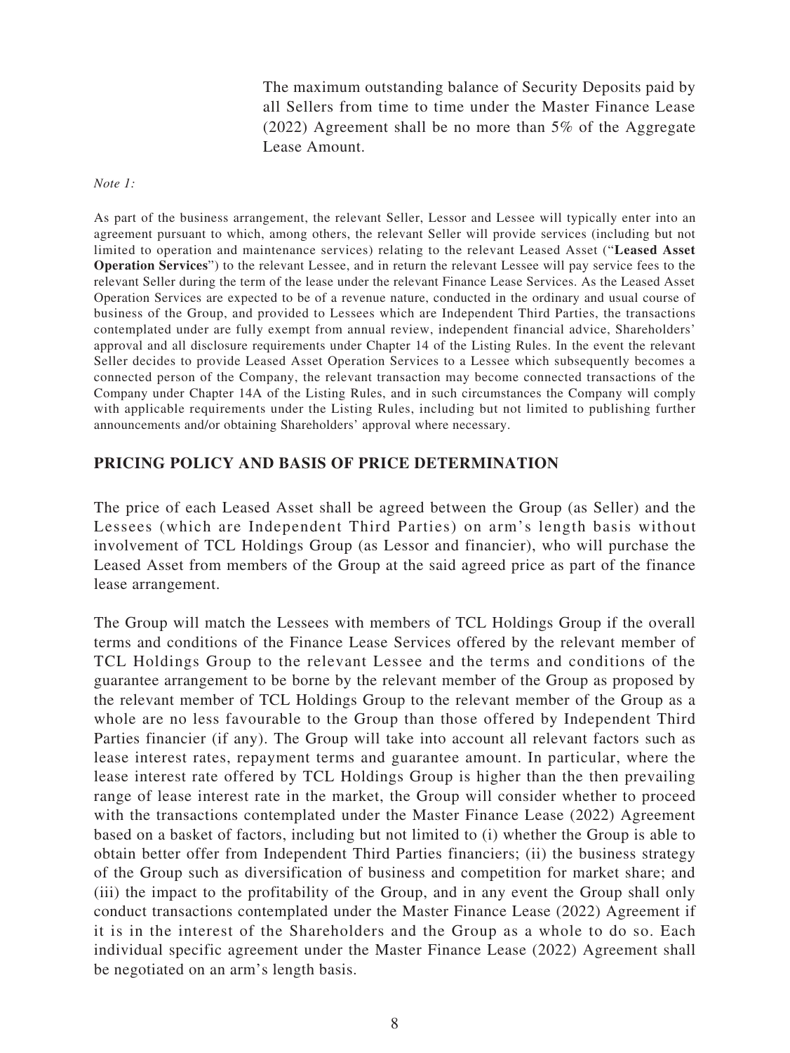The maximum outstanding balance of Security Deposits paid by all Sellers from time to time under the Master Finance Lease (2022) Agreement shall be no more than 5% of the Aggregate Lease Amount.

*Note 1:*

As part of the business arrangement, the relevant Seller, Lessor and Lessee will typically enter into an agreement pursuant to which, among others, the relevant Seller will provide services (including but not limited to operation and maintenance services) relating to the relevant Leased Asset ("**Leased Asset Operation Services**") to the relevant Lessee, and in return the relevant Lessee will pay service fees to the relevant Seller during the term of the lease under the relevant Finance Lease Services. As the Leased Asset Operation Services are expected to be of a revenue nature, conducted in the ordinary and usual course of business of the Group, and provided to Lessees which are Independent Third Parties, the transactions contemplated under are fully exempt from annual review, independent financial advice, Shareholders' approval and all disclosure requirements under Chapter 14 of the Listing Rules. In the event the relevant Seller decides to provide Leased Asset Operation Services to a Lessee which subsequently becomes a connected person of the Company, the relevant transaction may become connected transactions of the Company under Chapter 14A of the Listing Rules, and in such circumstances the Company will comply with applicable requirements under the Listing Rules, including but not limited to publishing further announcements and/or obtaining Shareholders' approval where necessary.

## PRICING POLICY AND BASIS OF PRICE DETERMINATION

The price of each Leased Asset shall be agreed between the Group (as Seller) and the Lessees (which are Independent Third Parties) on arm's length basis without involvement of TCL Holdings Group (as Lessor and financier), who will purchase the Leased Asset from members of the Group at the said agreed price as part of the finance lease arrangement.

The Group will match the Lessees with members of TCL Holdings Group if the overall terms and conditions of the Finance Lease Services offered by the relevant member of TCL Holdings Group to the relevant Lessee and the terms and conditions of the guarantee arrangement to be borne by the relevant member of the Group as proposed by the relevant member of TCL Holdings Group to the relevant member of the Group as a whole are no less favourable to the Group than those offered by Independent Third Parties financier (if any). The Group will take into account all relevant factors such as lease interest rates, repayment terms and guarantee amount. In particular, where the lease interest rate offered by TCL Holdings Group is higher than the then prevailing range of lease interest rate in the market, the Group will consider whether to proceed with the transactions contemplated under the Master Finance Lease (2022) Agreement based on a basket of factors, including but not limited to (i) whether the Group is able to obtain better offer from Independent Third Parties financiers; (ii) the business strategy of the Group such as diversification of business and competition for market share; and (iii) the impact to the profitability of the Group, and in any event the Group shall only conduct transactions contemplated under the Master Finance Lease (2022) Agreement if it is in the interest of the Shareholders and the Group as a whole to do so. Each individual specific agreement under the Master Finance Lease (2022) Agreement shall be negotiated on an arm's length basis.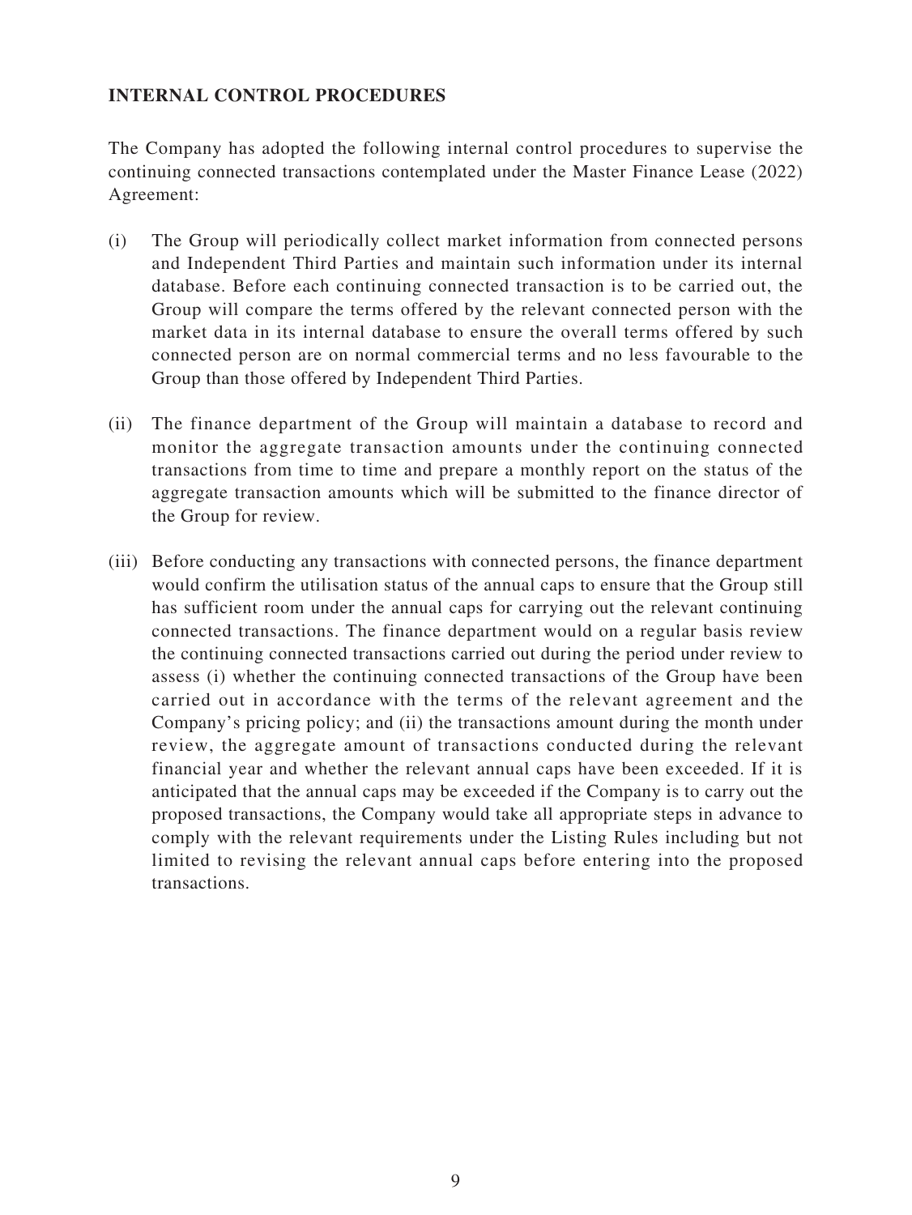## INTERNAL CONTROL PROCEDURES

The Company has adopted the following internal control procedures to supervise the continuing connected transactions contemplated under the Master Finance Lease (2022) Agreement:

(i) The Group will periodically collect market information from connected persons and Independent Third Parties and maintain such information under its internal database. Before each continuing connected transaction is to be carried out, the Group will compare the terms offered by the relevant connected person with the market data in its internal database to ensure the overall terms offered by such connected person are on normal commercial terms and no less favourable to the Group than those offered by Independent Third Parties.

(ii) The finance department of the Group will maintain a database to record and monitor the aggregate transaction amounts under the continuing connected transactions from time to time and prepare a monthly report on the status of the aggregate transaction amounts which will be submitted to the finance director of the Group for review.

(iii) Before conducting any transactions with connected persons, the finance department would confirm the utilisation status of the annual caps to ensure that the Group still has sufficient room under the annual caps for carrying out the relevant continuing connected transactions. The finance department would on a regular basis review the continuing connected transactions carried out during the period under review to assess (i) whether the continuing connected transactions of the Group have been carried out in accordance with the terms of the relevant agreement and the Company's pricing policy; and (ii) the transactions amount during the month under review, the aggregate amount of transactions conducted during the relevant financial year and whether the relevant annual caps have been exceeded. If it is anticipated that the annual caps may be exceeded if the Company is to carry out the proposed transactions, the Company would take all appropriate steps in advance to comply with the relevant requirements under the Listing Rules including but not limited to revising the relevant annual caps before entering into the proposed transactions.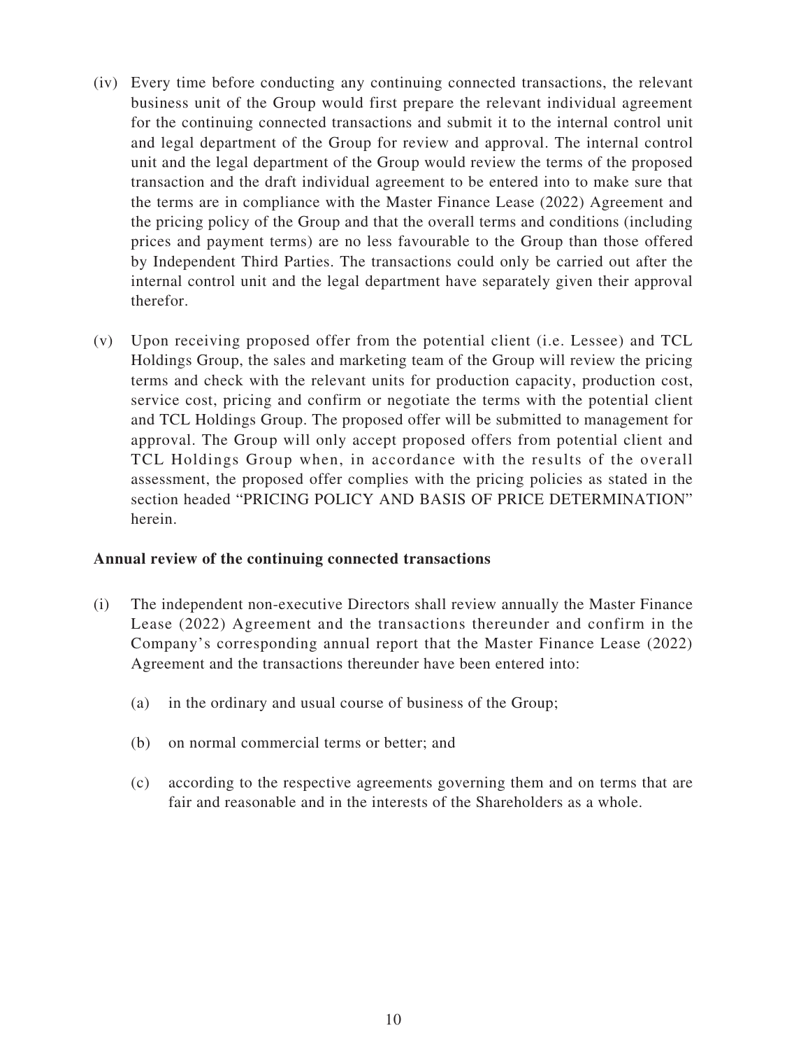(iv) Every time before conducting any continuing connected transactions, the relevant business unit of the Group would first prepare the relevant individual agreement for the continuing connected transactions and submit it to the internal control unit and legal department of the Group for review and approval. The internal control unit and the legal department of the Group would review the terms of the proposed transaction and the draft individual agreement to be entered into to make sure that the terms are in compliance with the Master Finance Lease (2022) Agreement and the pricing policy of the Group and that the overall terms and conditions (including prices and payment terms) are no less favourable to the Group than those offered by Independent Third Parties. The transactions could only be carried out after the internal control unit and the legal department have separately given their approval therefor.

(v) Upon receiving proposed offer from the potential client (i.e. Lessee) and TCL Holdings Group, the sales and marketing team of the Group will review the pricing terms and check with the relevant units for production capacity, production cost, service cost, pricing and confirm or negotiate the terms with the potential client and TCL Holdings Group. The proposed offer will be submitted to management for approval. The Group will only accept proposed offers from potential client and TCL Holdings Group when, in accordance with the results of the overall assessment, the proposed offer complies with the pricing policies as stated in the section headed "PRICING POLICY AND BASIS OF PRICE DETERMINATION" herein.

**Annual review of the continuing connected transactions**

(i) The independent non-executive Directors shall review annually the Master Finance Lease (2022) Agreement and the transactions thereunder and confirm in the Company's corresponding annual report that the Master Finance Lease (2022) Agreement and the transactions thereunder have been entered into:

  (a) in the ordinary and usual course of business of the Group;

  (b) on normal commercial terms or better; and

  (c) according to the respective agreements governing them and on terms that are fair and reasonable and in the interests of the Shareholders as a whole.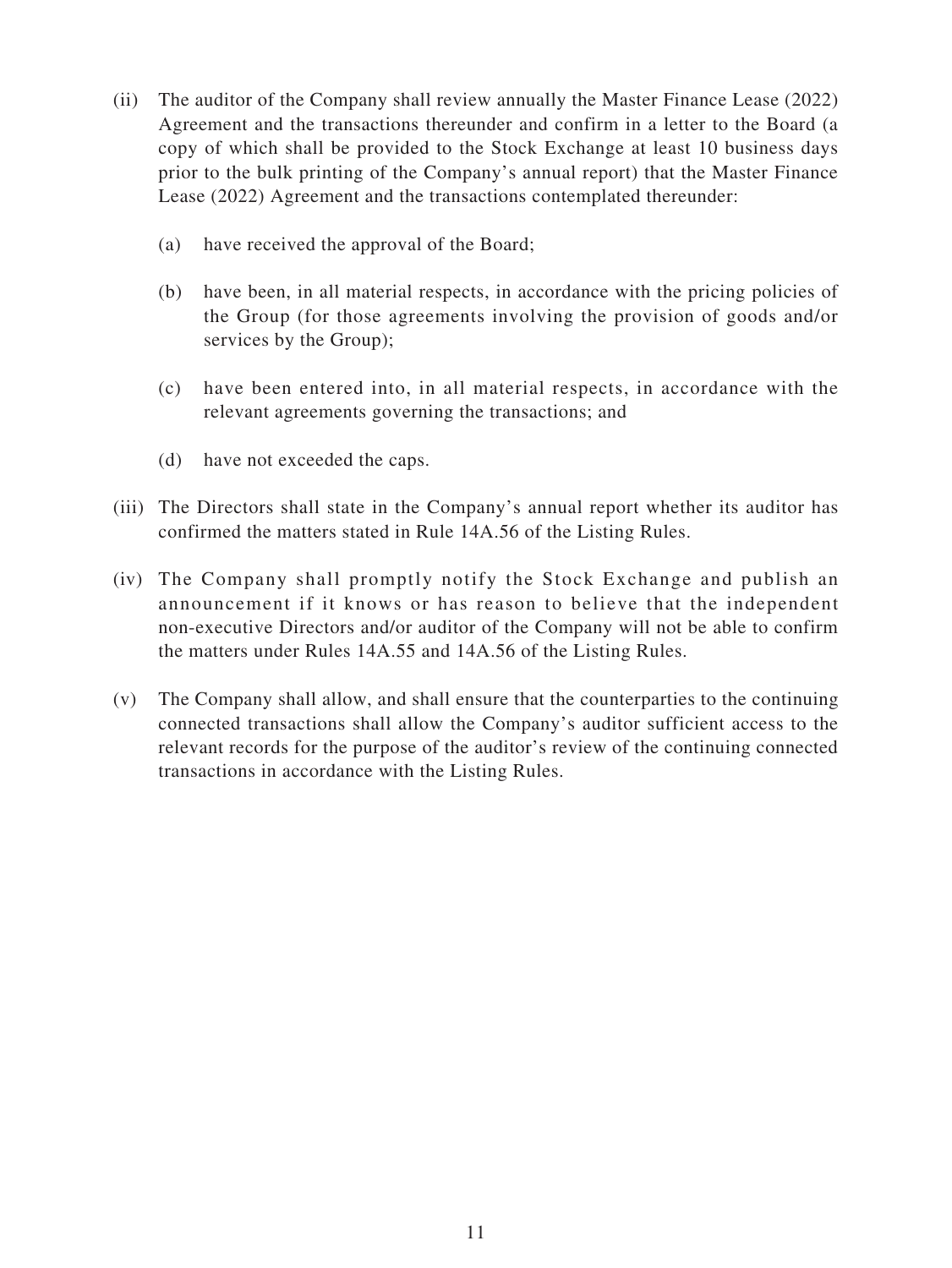(ii) The auditor of the Company shall review annually the Master Finance Lease (2022) Agreement and the transactions thereunder and confirm in a letter to the Board (a copy of which shall be provided to the Stock Exchange at least 10 business days prior to the bulk printing of the Company's annual report) that the Master Finance Lease (2022) Agreement and the transactions contemplated thereunder:

   (a) have received the approval of the Board;

   (b) have been, in all material respects, in accordance with the pricing policies of the Group (for those agreements involving the provision of goods and/or services by the Group);

   (c) have been entered into, in all material respects, in accordance with the relevant agreements governing the transactions; and

   (d) have not exceeded the caps.

(iii) The Directors shall state in the Company's annual report whether its auditor has confirmed the matters stated in Rule 14A.56 of the Listing Rules.

(iv) The Company shall promptly notify the Stock Exchange and publish an announcement if it knows or has reason to believe that the independent non-executive Directors and/or auditor of the Company will not be able to confirm the matters under Rules 14A.55 and 14A.56 of the Listing Rules.

(v) The Company shall allow, and shall ensure that the counterparties to the continuing connected transactions shall allow the Company's auditor sufficient access to the relevant records for the purpose of the auditor's review of the continuing connected transactions in accordance with the Listing Rules.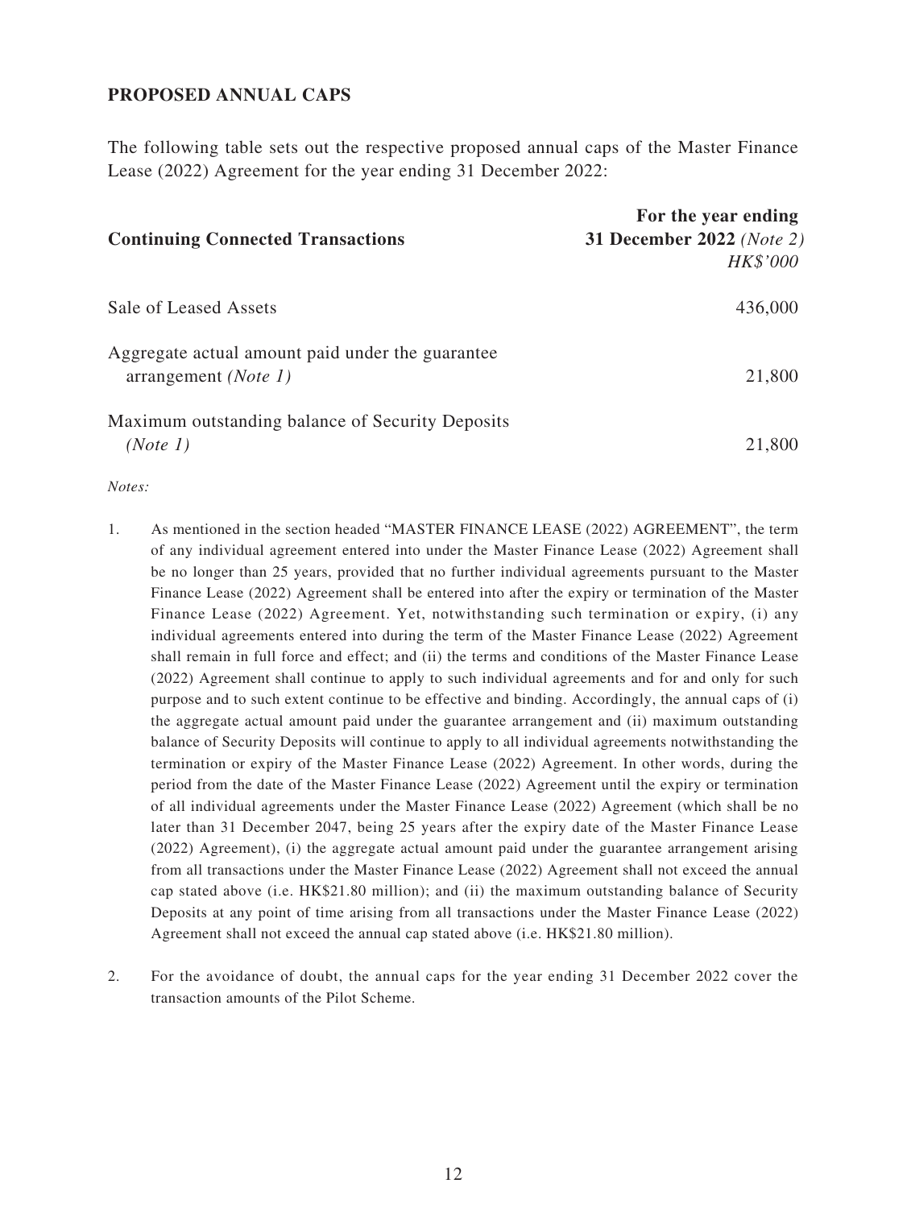## PROPOSED ANNUAL CAPS

The following table sets out the respective proposed annual caps of the Master Finance Lease (2022) Agreement for the year ending 31 December 2022:

| **Continuing Connected Transactions** | **For the year ending 31 December 2022** *(Note 2)* *HK$'000* |
|---|---|
| Sale of Leased Assets | 436,000 |
| Aggregate actual amount paid under the guarantee arrangement *(Note 1)* | 21,800 |
| Maximum outstanding balance of Security Deposits *(Note 1)* | 21,800 |

*Notes:*

1. As mentioned in the section headed "MASTER FINANCE LEASE (2022) AGREEMENT", the term of any individual agreement entered into under the Master Finance Lease (2022) Agreement shall be no longer than 25 years, provided that no further individual agreements pursuant to the Master Finance Lease (2022) Agreement shall be entered into after the expiry or termination of the Master Finance Lease (2022) Agreement. Yet, notwithstanding such termination or expiry, (i) any individual agreements entered into during the term of the Master Finance Lease (2022) Agreement shall remain in full force and effect; and (ii) the terms and conditions of the Master Finance Lease (2022) Agreement shall continue to apply to such individual agreements and for and only for such purpose and to such extent continue to be effective and binding. Accordingly, the annual caps of (i) the aggregate actual amount paid under the guarantee arrangement and (ii) maximum outstanding balance of Security Deposits will continue to apply to all individual agreements notwithstanding the termination or expiry of the Master Finance Lease (2022) Agreement. In other words, during the period from the date of the Master Finance Lease (2022) Agreement until the expiry or termination of all individual agreements under the Master Finance Lease (2022) Agreement (which shall be no later than 31 December 2047, being 25 years after the expiry date of the Master Finance Lease (2022) Agreement), (i) the aggregate actual amount paid under the guarantee arrangement arising from all transactions under the Master Finance Lease (2022) Agreement shall not exceed the annual cap stated above (i.e. HK$21.80 million); and (ii) the maximum outstanding balance of Security Deposits at any point of time arising from all transactions under the Master Finance Lease (2022) Agreement shall not exceed the annual cap stated above (i.e. HK$21.80 million).

2. For the avoidance of doubt, the annual caps for the year ending 31 December 2022 cover the transaction amounts of the Pilot Scheme.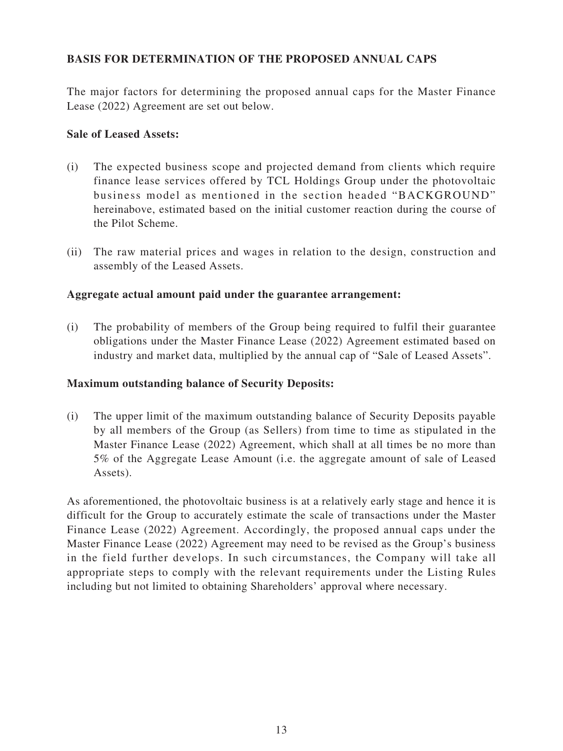## BASIS FOR DETERMINATION OF THE PROPOSED ANNUAL CAPS

The major factors for determining the proposed annual caps for the Master Finance Lease (2022) Agreement are set out below.

**Sale of Leased Assets:**

(i) The expected business scope and projected demand from clients which require finance lease services offered by TCL Holdings Group under the photovoltaic business model as mentioned in the section headed "BACKGROUND" hereinabove, estimated based on the initial customer reaction during the course of the Pilot Scheme.

(ii) The raw material prices and wages in relation to the design, construction and assembly of the Leased Assets.

**Aggregate actual amount paid under the guarantee arrangement:**

(i) The probability of members of the Group being required to fulfil their guarantee obligations under the Master Finance Lease (2022) Agreement estimated based on industry and market data, multiplied by the annual cap of "Sale of Leased Assets".

**Maximum outstanding balance of Security Deposits:**

(i) The upper limit of the maximum outstanding balance of Security Deposits payable by all members of the Group (as Sellers) from time to time as stipulated in the Master Finance Lease (2022) Agreement, which shall at all times be no more than 5% of the Aggregate Lease Amount (i.e. the aggregate amount of sale of Leased Assets).

As aforementioned, the photovoltaic business is at a relatively early stage and hence it is difficult for the Group to accurately estimate the scale of transactions under the Master Finance Lease (2022) Agreement. Accordingly, the proposed annual caps under the Master Finance Lease (2022) Agreement may need to be revised as the Group's business in the field further develops. In such circumstances, the Company will take all appropriate steps to comply with the relevant requirements under the Listing Rules including but not limited to obtaining Shareholders' approval where necessary.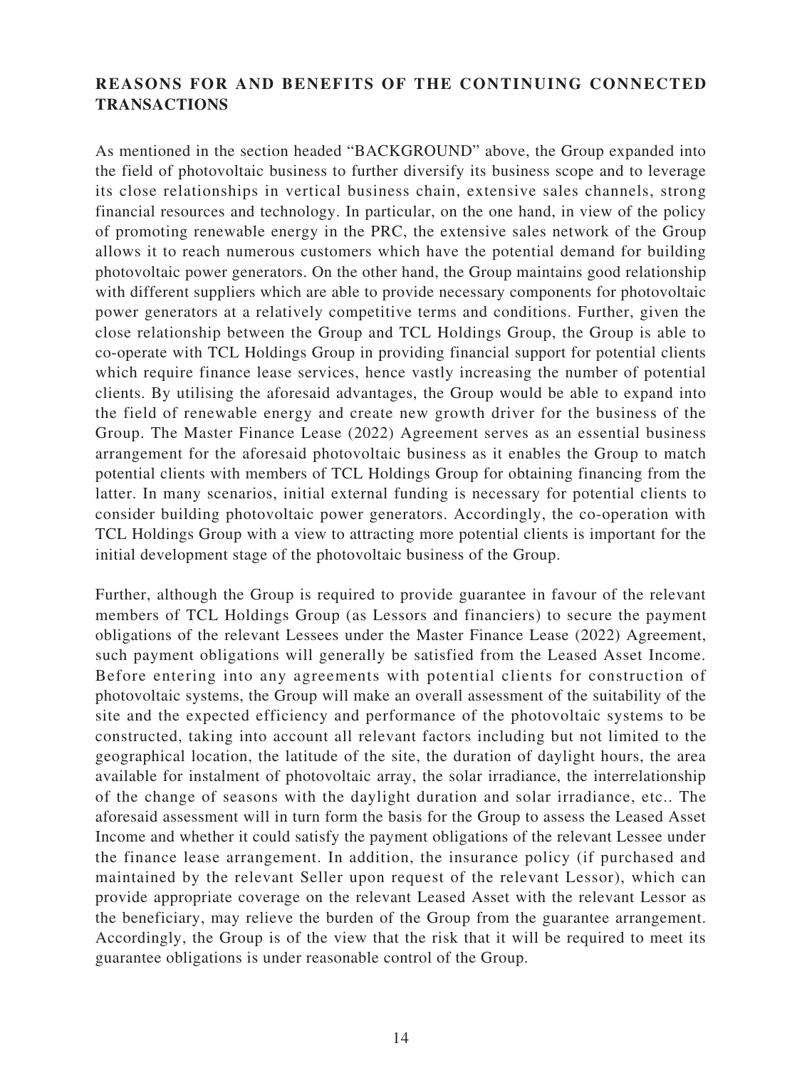## REASONS FOR AND BENEFITS OF THE CONTINUING CONNECTED TRANSACTIONS

As mentioned in the section headed "BACKGROUND" above, the Group expanded into the field of photovoltaic business to further diversify its business scope and to leverage its close relationships in vertical business chain, extensive sales channels, strong financial resources and technology. In particular, on the one hand, in view of the policy of promoting renewable energy in the PRC, the extensive sales network of the Group allows it to reach numerous customers which have the potential demand for building photovoltaic power generators. On the other hand, the Group maintains good relationship with different suppliers which are able to provide necessary components for photovoltaic power generators at a relatively competitive terms and conditions. Further, given the close relationship between the Group and TCL Holdings Group, the Group is able to co-operate with TCL Holdings Group in providing financial support for potential clients which require finance lease services, hence vastly increasing the number of potential clients. By utilising the aforesaid advantages, the Group would be able to expand into the field of renewable energy and create new growth driver for the business of the Group. The Master Finance Lease (2022) Agreement serves as an essential business arrangement for the aforesaid photovoltaic business as it enables the Group to match potential clients with members of TCL Holdings Group for obtaining financing from the latter. In many scenarios, initial external funding is necessary for potential clients to consider building photovoltaic power generators. Accordingly, the co-operation with TCL Holdings Group with a view to attracting more potential clients is important for the initial development stage of the photovoltaic business of the Group.

Further, although the Group is required to provide guarantee in favour of the relevant members of TCL Holdings Group (as Lessors and financiers) to secure the payment obligations of the relevant Lessees under the Master Finance Lease (2022) Agreement, such payment obligations will generally be satisfied from the Leased Asset Income. Before entering into any agreements with potential clients for construction of photovoltaic systems, the Group will make an overall assessment of the suitability of the site and the expected efficiency and performance of the photovoltaic systems to be constructed, taking into account all relevant factors including but not limited to the geographical location, the latitude of the site, the duration of daylight hours, the area available for instalment of photovoltaic array, the solar irradiance, the interrelationship of the change of seasons with the daylight duration and solar irradiance, etc.. The aforesaid assessment will in turn form the basis for the Group to assess the Leased Asset Income and whether it could satisfy the payment obligations of the relevant Lessee under the finance lease arrangement. In addition, the insurance policy (if purchased and maintained by the relevant Seller upon request of the relevant Lessor), which can provide appropriate coverage on the relevant Leased Asset with the relevant Lessor as the beneficiary, may relieve the burden of the Group from the guarantee arrangement. Accordingly, the Group is of the view that the risk that it will be required to meet its guarantee obligations is under reasonable control of the Group.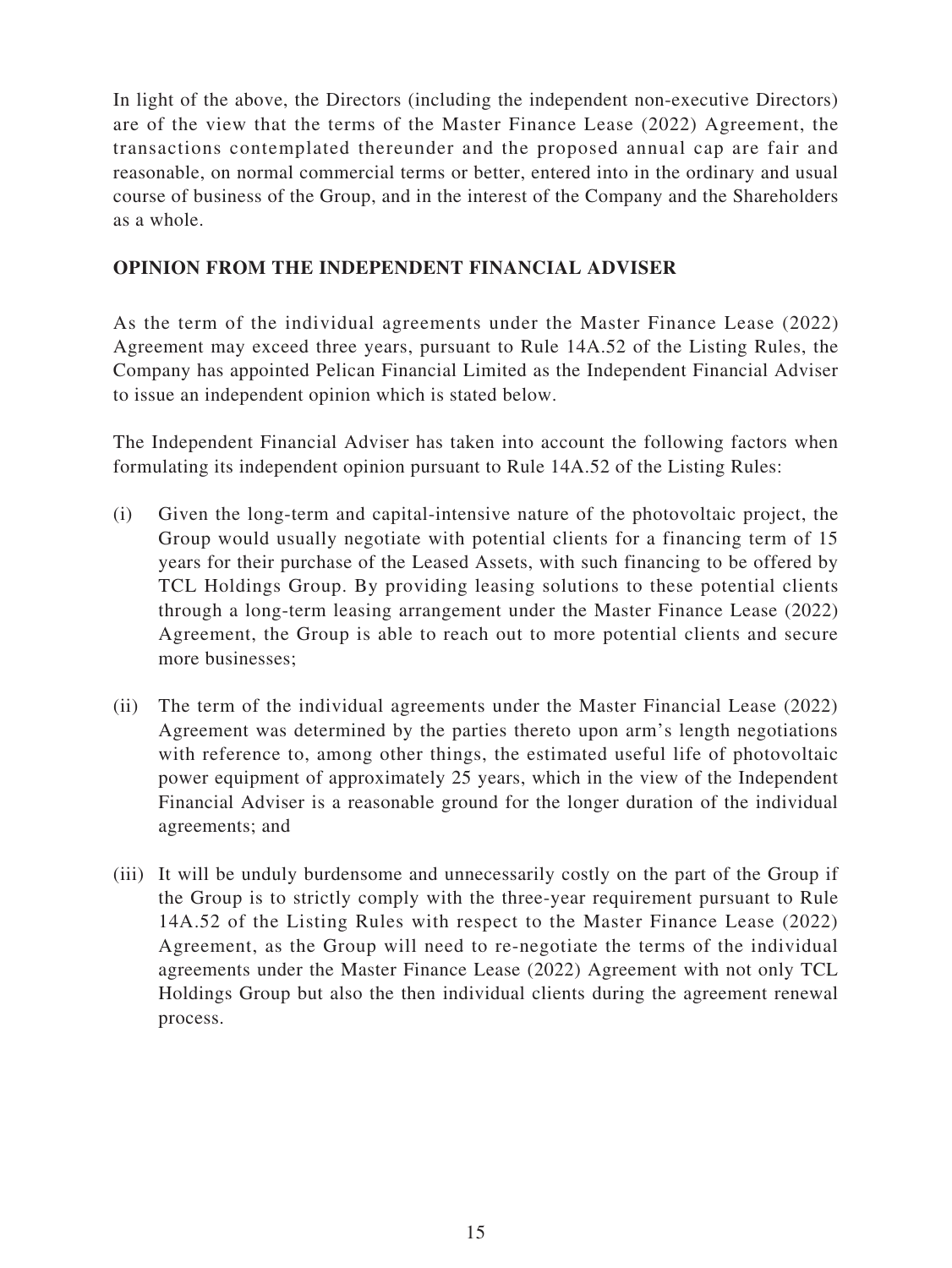In light of the above, the Directors (including the independent non-executive Directors) are of the view that the terms of the Master Finance Lease (2022) Agreement, the transactions contemplated thereunder and the proposed annual cap are fair and reasonable, on normal commercial terms or better, entered into in the ordinary and usual course of business of the Group, and in the interest of the Company and the Shareholders as a whole.

## OPINION FROM THE INDEPENDENT FINANCIAL ADVISER

As the term of the individual agreements under the Master Finance Lease (2022) Agreement may exceed three years, pursuant to Rule 14A.52 of the Listing Rules, the Company has appointed Pelican Financial Limited as the Independent Financial Adviser to issue an independent opinion which is stated below.

The Independent Financial Adviser has taken into account the following factors when formulating its independent opinion pursuant to Rule 14A.52 of the Listing Rules:

(i) Given the long-term and capital-intensive nature of the photovoltaic project, the Group would usually negotiate with potential clients for a financing term of 15 years for their purchase of the Leased Assets, with such financing to be offered by TCL Holdings Group. By providing leasing solutions to these potential clients through a long-term leasing arrangement under the Master Finance Lease (2022) Agreement, the Group is able to reach out to more potential clients and secure more businesses;

(ii) The term of the individual agreements under the Master Financial Lease (2022) Agreement was determined by the parties thereto upon arm's length negotiations with reference to, among other things, the estimated useful life of photovoltaic power equipment of approximately 25 years, which in the view of the Independent Financial Adviser is a reasonable ground for the longer duration of the individual agreements; and

(iii) It will be unduly burdensome and unnecessarily costly on the part of the Group if the Group is to strictly comply with the three-year requirement pursuant to Rule 14A.52 of the Listing Rules with respect to the Master Finance Lease (2022) Agreement, as the Group will need to re-negotiate the terms of the individual agreements under the Master Finance Lease (2022) Agreement with not only TCL Holdings Group but also the then individual clients during the agreement renewal process.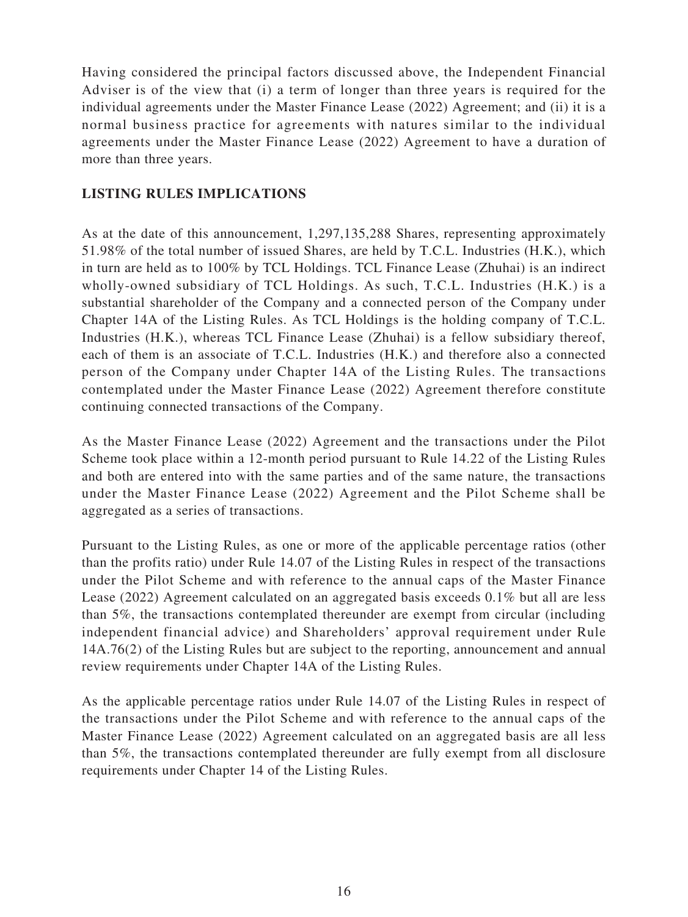Having considered the principal factors discussed above, the Independent Financial Adviser is of the view that (i) a term of longer than three years is required for the individual agreements under the Master Finance Lease (2022) Agreement; and (ii) it is a normal business practice for agreements with natures similar to the individual agreements under the Master Finance Lease (2022) Agreement to have a duration of more than three years.

## LISTING RULES IMPLICATIONS

As at the date of this announcement, 1,297,135,288 Shares, representing approximately 51.98% of the total number of issued Shares, are held by T.C.L. Industries (H.K.), which in turn are held as to 100% by TCL Holdings. TCL Finance Lease (Zhuhai) is an indirect wholly-owned subsidiary of TCL Holdings. As such, T.C.L. Industries (H.K.) is a substantial shareholder of the Company and a connected person of the Company under Chapter 14A of the Listing Rules. As TCL Holdings is the holding company of T.C.L. Industries (H.K.), whereas TCL Finance Lease (Zhuhai) is a fellow subsidiary thereof, each of them is an associate of T.C.L. Industries (H.K.) and therefore also a connected person of the Company under Chapter 14A of the Listing Rules. The transactions contemplated under the Master Finance Lease (2022) Agreement therefore constitute continuing connected transactions of the Company.

As the Master Finance Lease (2022) Agreement and the transactions under the Pilot Scheme took place within a 12-month period pursuant to Rule 14.22 of the Listing Rules and both are entered into with the same parties and of the same nature, the transactions under the Master Finance Lease (2022) Agreement and the Pilot Scheme shall be aggregated as a series of transactions.

Pursuant to the Listing Rules, as one or more of the applicable percentage ratios (other than the profits ratio) under Rule 14.07 of the Listing Rules in respect of the transactions under the Pilot Scheme and with reference to the annual caps of the Master Finance Lease (2022) Agreement calculated on an aggregated basis exceeds 0.1% but all are less than 5%, the transactions contemplated thereunder are exempt from circular (including independent financial advice) and Shareholders' approval requirement under Rule 14A.76(2) of the Listing Rules but are subject to the reporting, announcement and annual review requirements under Chapter 14A of the Listing Rules.

As the applicable percentage ratios under Rule 14.07 of the Listing Rules in respect of the transactions under the Pilot Scheme and with reference to the annual caps of the Master Finance Lease (2022) Agreement calculated on an aggregated basis are all less than 5%, the transactions contemplated thereunder are fully exempt from all disclosure requirements under Chapter 14 of the Listing Rules.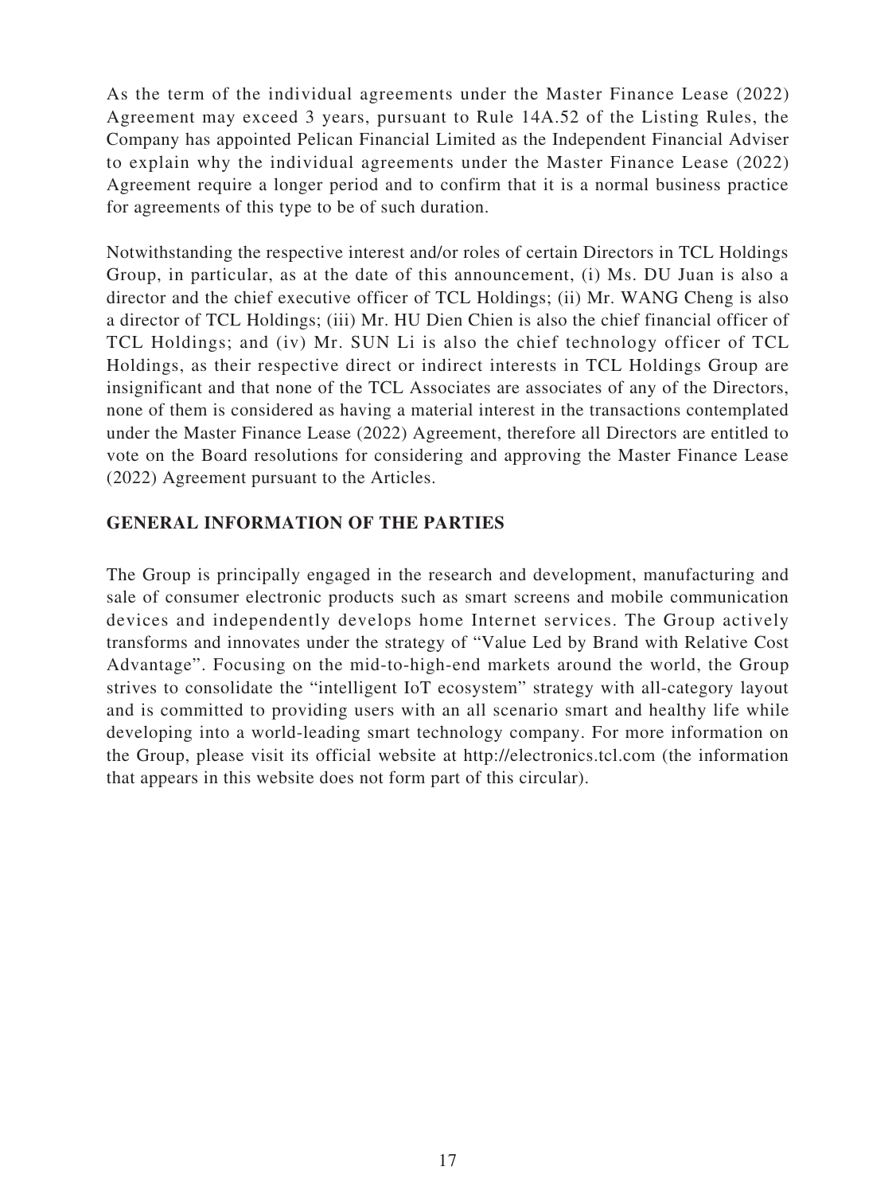As the term of the individual agreements under the Master Finance Lease (2022) Agreement may exceed 3 years, pursuant to Rule 14A.52 of the Listing Rules, the Company has appointed Pelican Financial Limited as the Independent Financial Adviser to explain why the individual agreements under the Master Finance Lease (2022) Agreement require a longer period and to confirm that it is a normal business practice for agreements of this type to be of such duration.

Notwithstanding the respective interest and/or roles of certain Directors in TCL Holdings Group, in particular, as at the date of this announcement, (i) Ms. DU Juan is also a director and the chief executive officer of TCL Holdings; (ii) Mr. WANG Cheng is also a director of TCL Holdings; (iii) Mr. HU Dien Chien is also the chief financial officer of TCL Holdings; and (iv) Mr. SUN Li is also the chief technology officer of TCL Holdings, as their respective direct or indirect interests in TCL Holdings Group are insignificant and that none of the TCL Associates are associates of any of the Directors, none of them is considered as having a material interest in the transactions contemplated under the Master Finance Lease (2022) Agreement, therefore all Directors are entitled to vote on the Board resolutions for considering and approving the Master Finance Lease (2022) Agreement pursuant to the Articles.

## GENERAL INFORMATION OF THE PARTIES

The Group is principally engaged in the research and development, manufacturing and sale of consumer electronic products such as smart screens and mobile communication devices and independently develops home Internet services. The Group actively transforms and innovates under the strategy of "Value Led by Brand with Relative Cost Advantage". Focusing on the mid-to-high-end markets around the world, the Group strives to consolidate the "intelligent IoT ecosystem" strategy with all-category layout and is committed to providing users with an all scenario smart and healthy life while developing into a world-leading smart technology company. For more information on the Group, please visit its official website at http://electronics.tcl.com (the information that appears in this website does not form part of this circular).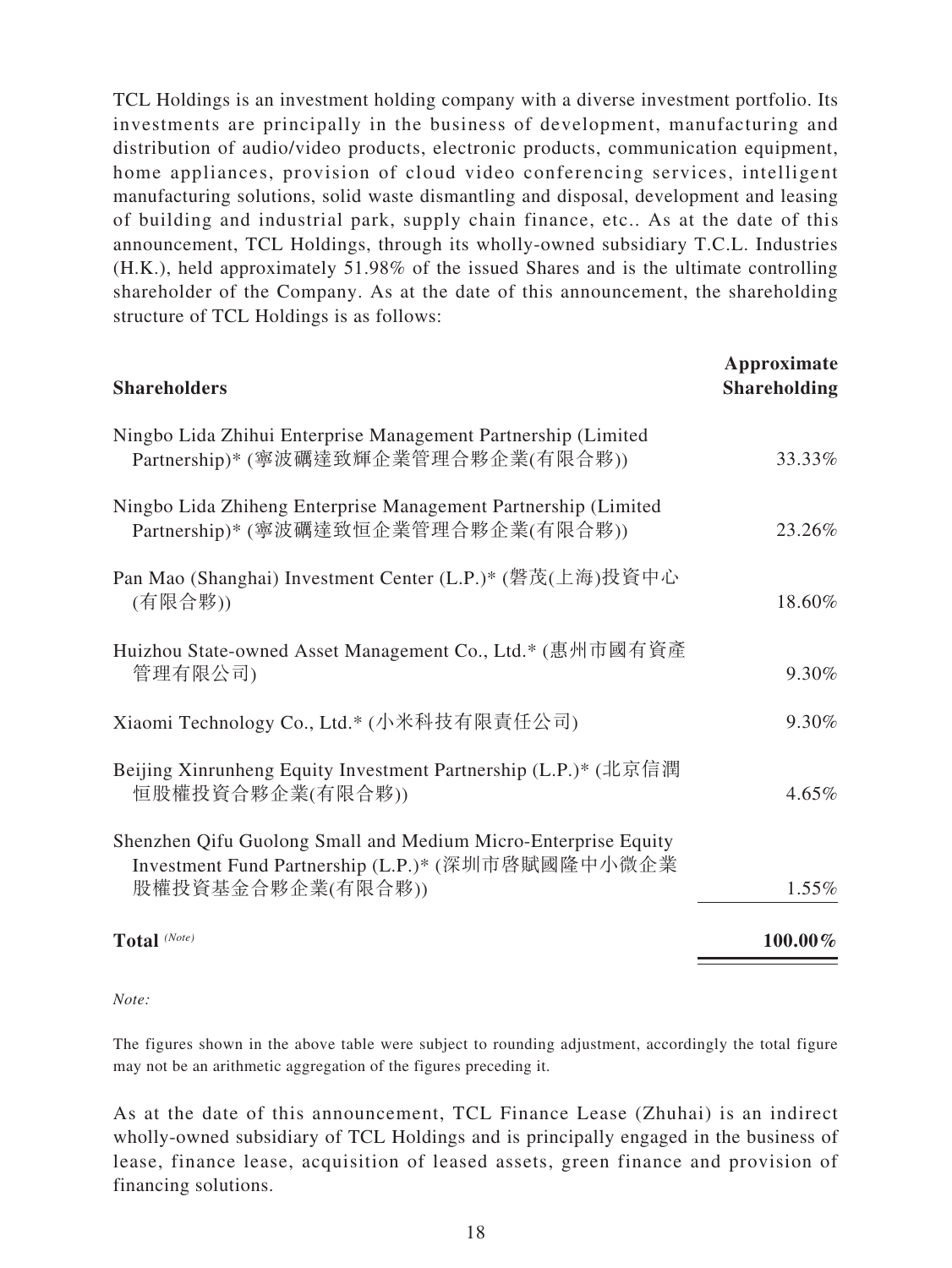TCL Holdings is an investment holding company with a diverse investment portfolio. Its investments are principally in the business of development, manufacturing and distribution of audio/video products, electronic products, communication equipment, home appliances, provision of cloud video conferencing services, intelligent manufacturing solutions, solid waste dismantling and disposal, development and leasing of building and industrial park, supply chain finance, etc.. As at the date of this announcement, TCL Holdings, through its wholly-owned subsidiary T.C.L. Industries (H.K.), held approximately 51.98% of the issued Shares and is the ultimate controlling shareholder of the Company. As at the date of this announcement, the shareholding structure of TCL Holdings is as follows:

| **Shareholders** | **Approximate Shareholding** |
|---|---|
| Ningbo Lida Zhihui Enterprise Management Partnership (Limited Partnership)* (寧波礪達致輝企業管理合夥企業(有限合夥)) | 33.33% |
| Ningbo Lida Zhiheng Enterprise Management Partnership (Limited Partnership)* (寧波礪達致恒企業管理合夥企業(有限合夥)) | 23.26% |
| Pan Mao (Shanghai) Investment Center (L.P.)* (磐茂(上海)投資中心(有限合夥)) | 18.60% |
| Huizhou State-owned Asset Management Co., Ltd.* (惠州市國有資產管理有限公司) | 9.30% |
| Xiaomi Technology Co., Ltd.* (小米科技有限責任公司) | 9.30% |
| Beijing Xinrunheng Equity Investment Partnership (L.P.)* (北京信潤恒股權投資合夥企業(有限合夥)) | 4.65% |
| Shenzhen Qifu Guolong Small and Medium Micro-Enterprise Equity Investment Fund Partnership (L.P.)* (深圳市啓賦國隆中小微企業股權投資基金合夥企業(有限合夥)) | 1.55% |
| **Total** *(Note)* | **100.00%** |

*Note:*

The figures shown in the above table were subject to rounding adjustment, accordingly the total figure may not be an arithmetic aggregation of the figures preceding it.

As at the date of this announcement, TCL Finance Lease (Zhuhai) is an indirect wholly-owned subsidiary of TCL Holdings and is principally engaged in the business of lease, finance lease, acquisition of leased assets, green finance and provision of financing solutions.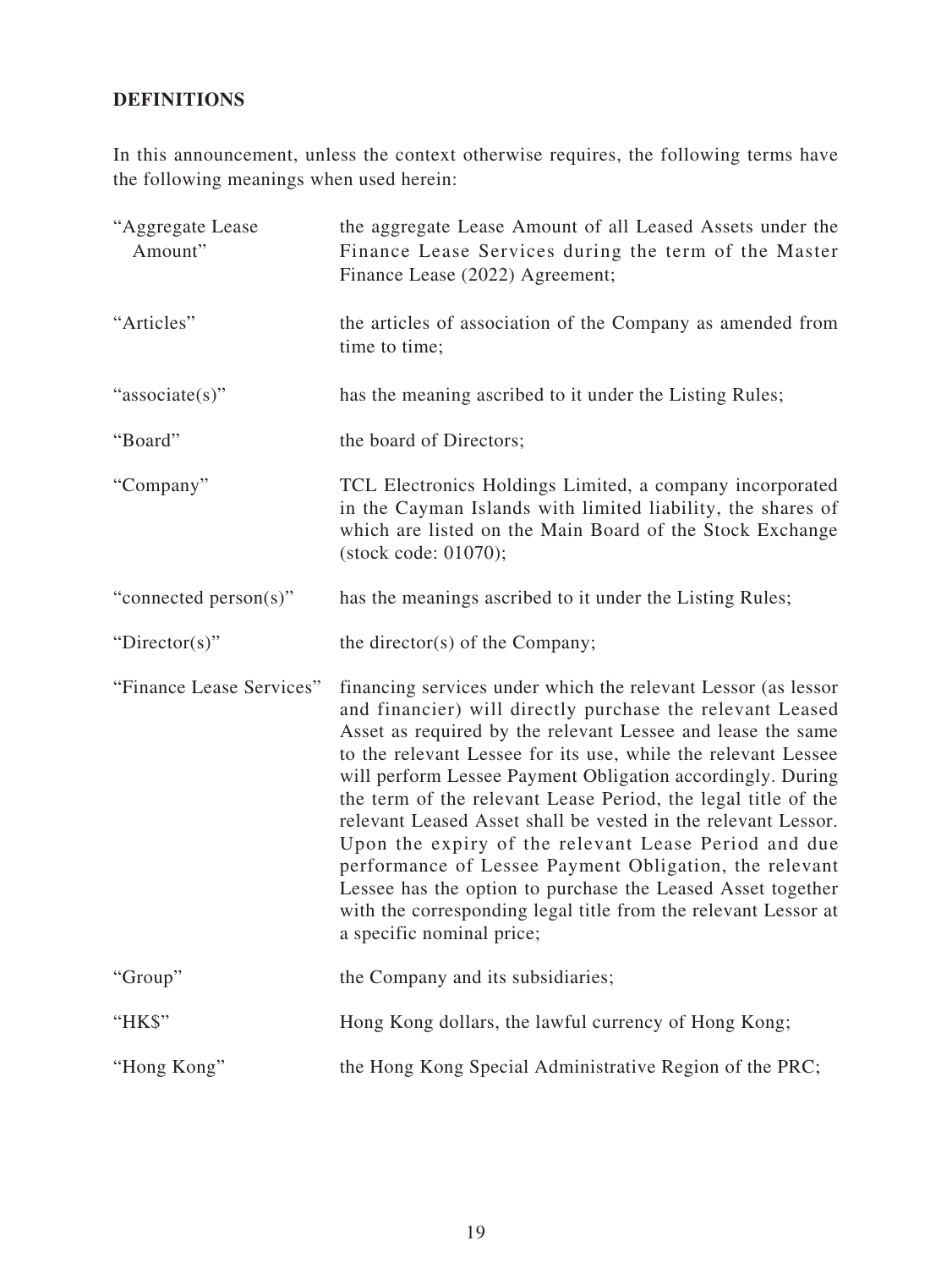**DEFINITIONS**

In this announcement, unless the context otherwise requires, the following terms have the following meanings when used herein:

| | |
|---|---|
| "Aggregate Lease Amount" | the aggregate Lease Amount of all Leased Assets under the Finance Lease Services during the term of the Master Finance Lease (2022) Agreement; |
| "Articles" | the articles of association of the Company as amended from time to time; |
| "associate(s)" | has the meaning ascribed to it under the Listing Rules; |
| "Board" | the board of Directors; |
| "Company" | TCL Electronics Holdings Limited, a company incorporated in the Cayman Islands with limited liability, the shares of which are listed on the Main Board of the Stock Exchange (stock code: 01070); |
| "connected person(s)" | has the meanings ascribed to it under the Listing Rules; |
| "Director(s)" | the director(s) of the Company; |
| "Finance Lease Services" | financing services under which the relevant Lessor (as lessor and financier) will directly purchase the relevant Leased Asset as required by the relevant Lessee and lease the same to the relevant Lessee for its use, while the relevant Lessee will perform Lessee Payment Obligation accordingly. During the term of the relevant Lease Period, the legal title of the relevant Leased Asset shall be vested in the relevant Lessor. Upon the expiry of the relevant Lease Period and due performance of Lessee Payment Obligation, the relevant Lessee has the option to purchase the Leased Asset together with the corresponding legal title from the relevant Lessor at a specific nominal price; |
| "Group" | the Company and its subsidiaries; |
| "HK$" | Hong Kong dollars, the lawful currency of Hong Kong; |
| "Hong Kong" | the Hong Kong Special Administrative Region of the PRC; |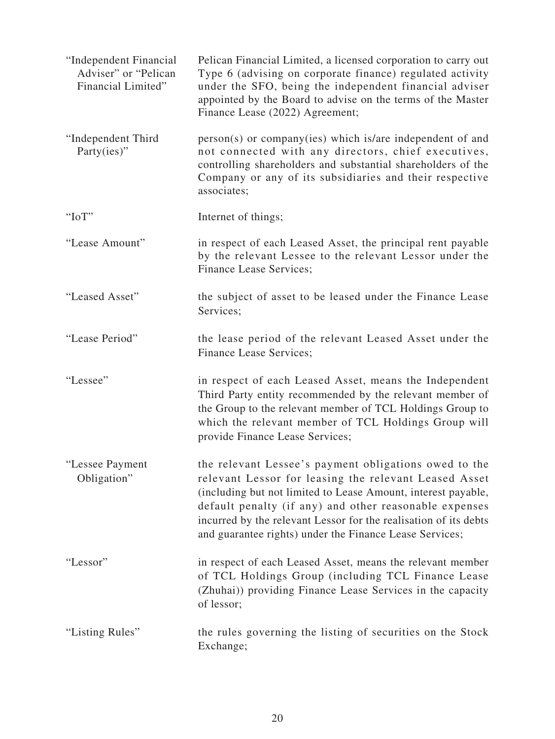| | |
|---|---|
| "Independent Financial Adviser" or "Pelican Financial Limited" | Pelican Financial Limited, a licensed corporation to carry out Type 6 (advising on corporate finance) regulated activity under the SFO, being the independent financial adviser appointed by the Board to advise on the terms of the Master Finance Lease (2022) Agreement; |
| "Independent Third Party(ies)" | person(s) or company(ies) which is/are independent of and not connected with any directors, chief executives, controlling shareholders and substantial shareholders of the Company or any of its subsidiaries and their respective associates; |
| "IoT" | Internet of things; |
| "Lease Amount" | in respect of each Leased Asset, the principal rent payable by the relevant Lessee to the relevant Lessor under the Finance Lease Services; |
| "Leased Asset" | the subject of asset to be leased under the Finance Lease Services; |
| "Lease Period" | the lease period of the relevant Leased Asset under the Finance Lease Services; |
| "Lessee" | in respect of each Leased Asset, means the Independent Third Party entity recommended by the relevant member of the Group to the relevant member of TCL Holdings Group to which the relevant member of TCL Holdings Group will provide Finance Lease Services; |
| "Lessee Payment Obligation" | the relevant Lessee's payment obligations owed to the relevant Lessor for leasing the relevant Leased Asset (including but not limited to Lease Amount, interest payable, default penalty (if any) and other reasonable expenses incurred by the relevant Lessor for the realisation of its debts and guarantee rights) under the Finance Lease Services; |
| "Lessor" | in respect of each Leased Asset, means the relevant member of TCL Holdings Group (including TCL Finance Lease (Zhuhai)) providing Finance Lease Services in the capacity of lessor; |
| "Listing Rules" | the rules governing the listing of securities on the Stock Exchange; |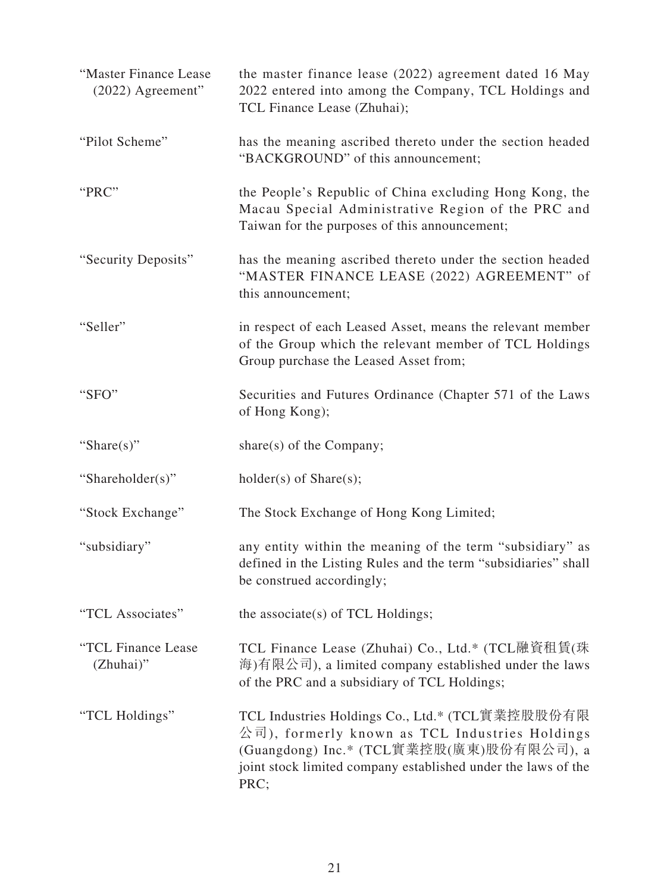| | |
|---|---|
| "Master Finance Lease (2022) Agreement" | the master finance lease (2022) agreement dated 16 May 2022 entered into among the Company, TCL Holdings and TCL Finance Lease (Zhuhai); |
| "Pilot Scheme" | has the meaning ascribed thereto under the section headed "BACKGROUND" of this announcement; |
| "PRC" | the People's Republic of China excluding Hong Kong, the Macau Special Administrative Region of the PRC and Taiwan for the purposes of this announcement; |
| "Security Deposits" | has the meaning ascribed thereto under the section headed "MASTER FINANCE LEASE (2022) AGREEMENT" of this announcement; |
| "Seller" | in respect of each Leased Asset, means the relevant member of the Group which the relevant member of TCL Holdings Group purchase the Leased Asset from; |
| "SFO" | Securities and Futures Ordinance (Chapter 571 of the Laws of Hong Kong); |
| "Share(s)" | share(s) of the Company; |
| "Shareholder(s)" | holder(s) of Share(s); |
| "Stock Exchange" | The Stock Exchange of Hong Kong Limited; |
| "subsidiary" | any entity within the meaning of the term "subsidiary" as defined in the Listing Rules and the term "subsidiaries" shall be construed accordingly; |
| "TCL Associates" | the associate(s) of TCL Holdings; |
| "TCL Finance Lease (Zhuhai)" | TCL Finance Lease (Zhuhai) Co., Ltd.* (TCL融資租賃(珠海)有限公司), a limited company established under the laws of the PRC and a subsidiary of TCL Holdings; |
| "TCL Holdings" | TCL Industries Holdings Co., Ltd.* (TCL實業控股股份有限公司), formerly known as TCL Industries Holdings (Guangdong) Inc.* (TCL實業控股(廣東)股份有限公司), a joint stock limited company established under the laws of the PRC; |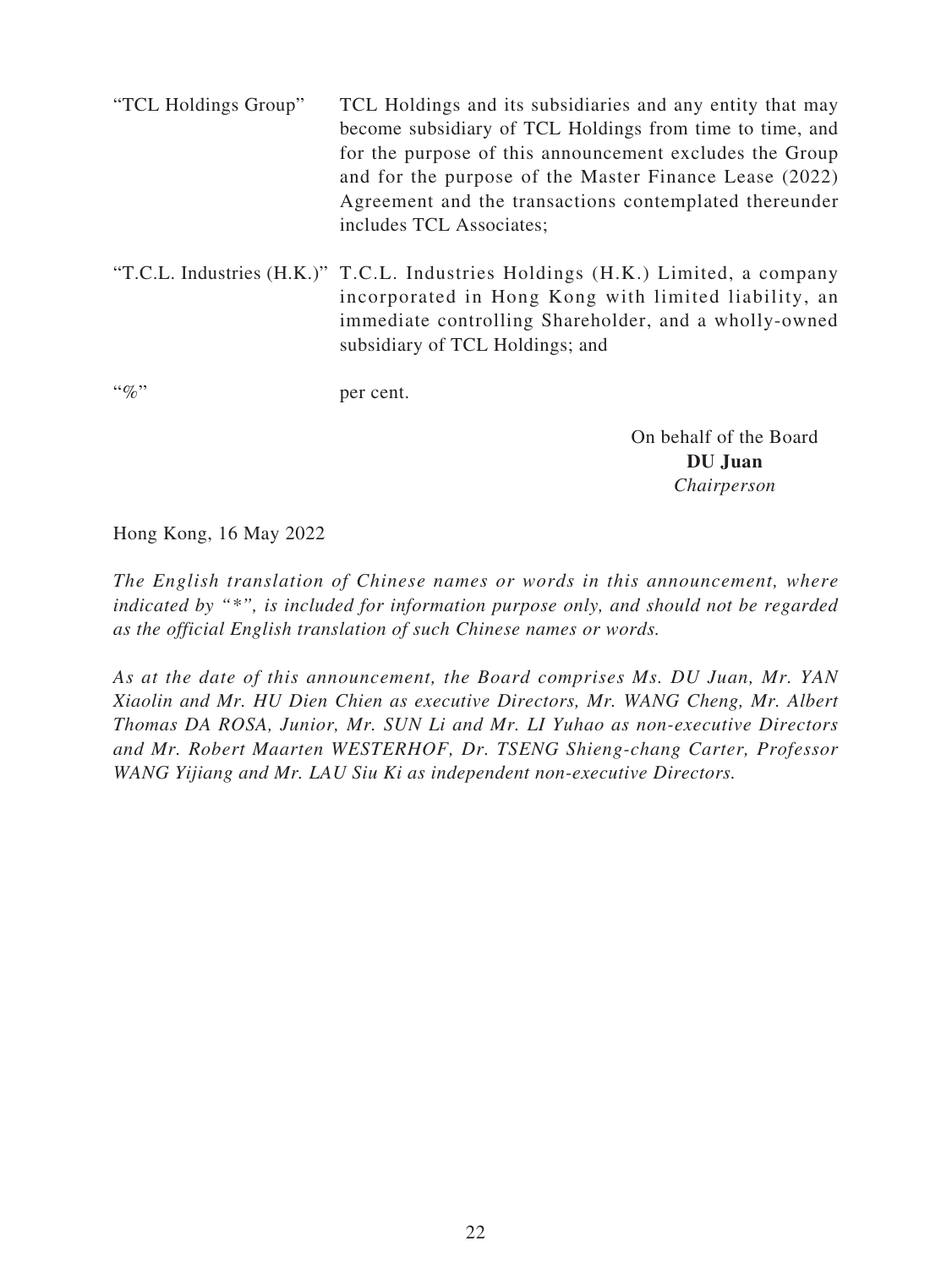| | |
|---|---|
| "TCL Holdings Group" | TCL Holdings and its subsidiaries and any entity that may become subsidiary of TCL Holdings from time to time, and for the purpose of this announcement excludes the Group and for the purpose of the Master Finance Lease (2022) Agreement and the transactions contemplated thereunder includes TCL Associates; |
| "T.C.L. Industries (H.K.)" | T.C.L. Industries Holdings (H.K.) Limited, a company incorporated in Hong Kong with limited liability, an immediate controlling Shareholder, and a wholly-owned subsidiary of TCL Holdings; and |
| "%" | per cent. |

On behalf of the Board
**DU Juan**
*Chairperson*

Hong Kong, 16 May 2022

*The English translation of Chinese names or words in this announcement, where indicated by "*", is included for information purpose only, and should not be regarded as the official English translation of such Chinese names or words.*

*As at the date of this announcement, the Board comprises Ms. DU Juan, Mr. YAN Xiaolin and Mr. HU Dien Chien as executive Directors, Mr. WANG Cheng, Mr. Albert Thomas DA ROSA, Junior, Mr. SUN Li and Mr. LI Yuhao as non-executive Directors and Mr. Robert Maarten WESTERHOF, Dr. TSENG Shieng-chang Carter, Professor WANG Yijiang and Mr. LAU Siu Ki as independent non-executive Directors.*